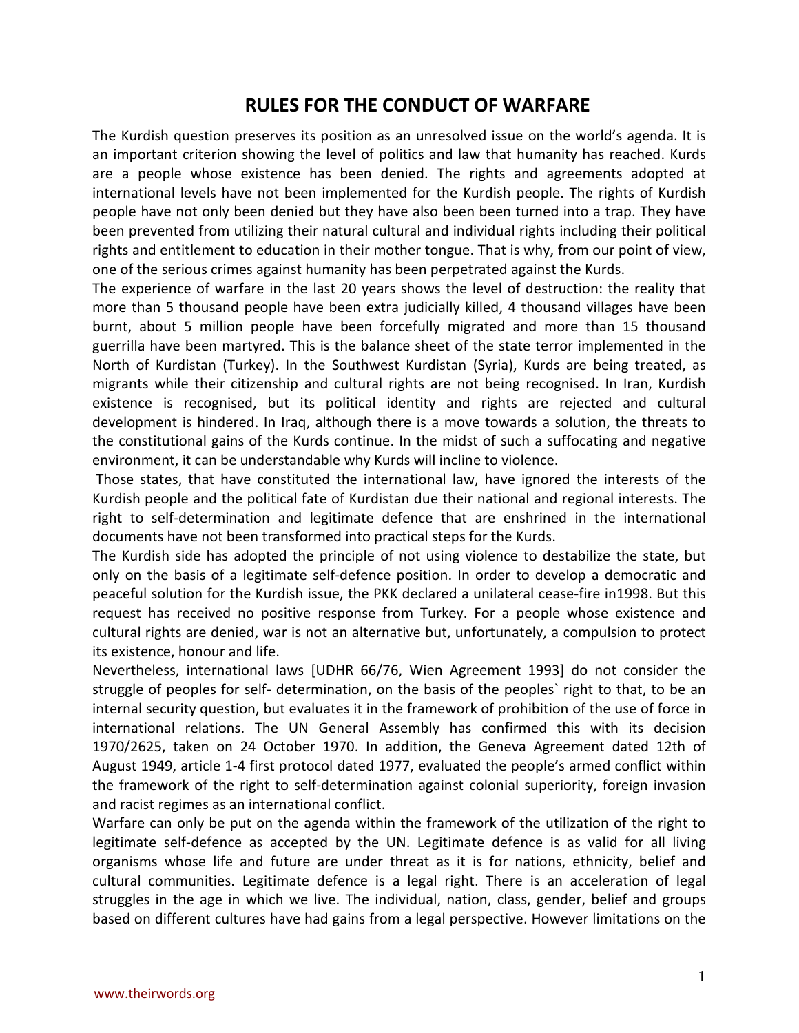# RULES FOR THE CONDUCT OF WARFARE

The Kurdish question preserves its position as an unresolved issue on the world's agenda. It is an important criterion showing the level of politics and law that humanity has reached. Kurds are a people whose existence has been denied. The rights and agreements adopted at international levels have not been implemented for the Kurdish people. The rights of Kurdish people have not only been denied but they have also been been turned into a trap. They have been prevented from utilizing their natural cultural and individual rights including their political rights and entitlement to education in their mother tongue. That is why, from our point of view, one of the serious crimes against humanity has been perpetrated against the Kurds.

The experience of warfare in the last 20 years shows the level of destruction: the reality that more than 5 thousand people have been extra judicially killed, 4 thousand villages have been burnt, about 5 million people have been forcefully migrated and more than 15 thousand guerrilla have been martyred. This is the balance sheet of the state terror implemented in the North of Kurdistan (Turkey). In the Southwest Kurdistan (Syria), Kurds are being treated, as migrants while their citizenship and cultural rights are not being recognised. In Iran, Kurdish existence is recognised, but its political identity and rights are rejected and cultural development is hindered. In Iraq, although there is a move towards a solution, the threats to the constitutional gains of the Kurds continue. In the midst of such a suffocating and negative environment, it can be understandable why Kurds will incline to violence.

Those states, that have constituted the international law, have ignored the interests of the Kurdish people and the political fate of Kurdistan due their national and regional interests. The right to self-determination and legitimate defence that are enshrined in the international documents have not been transformed into practical steps for the Kurds.

The Kurdish side has adopted the principle of not using violence to destabilize the state, but only on the basis of a legitimate self-defence position. In order to develop a democratic and peaceful solution for the Kurdish issue, the PKK declared a unilateral cease-fire in1998. But this request has received no positive response from Turkey. For a people whose existence and cultural rights are denied, war is not an alternative but, unfortunately, a compulsion to protect its existence, honour and life.

Nevertheless, international laws [UDHR 66/76, Wien Agreement 1993] do not consider the struggle of peoples for self- determination, on the basis of the peoples` right to that, to be an internal security question, but evaluates it in the framework of prohibition of the use of force in international relations. The UN General Assembly has confirmed this with its decision 1970/2625, taken on 24 October 1970. In addition, the Geneva Agreement dated 12th of August 1949, article 1-4 first protocol dated 1977, evaluated the people's armed conflict within the framework of the right to self-determination against colonial superiority, foreign invasion and racist regimes as an international conflict.

Warfare can only be put on the agenda within the framework of the utilization of the right to legitimate self-defence as accepted by the UN. Legitimate defence is as valid for all living organisms whose life and future are under threat as it is for nations, ethnicity, belief and cultural communities. Legitimate defence is a legal right. There is an acceleration of legal struggles in the age in which we live. The individual, nation, class, gender, belief and groups based on different cultures have had gains from a legal perspective. However limitations on the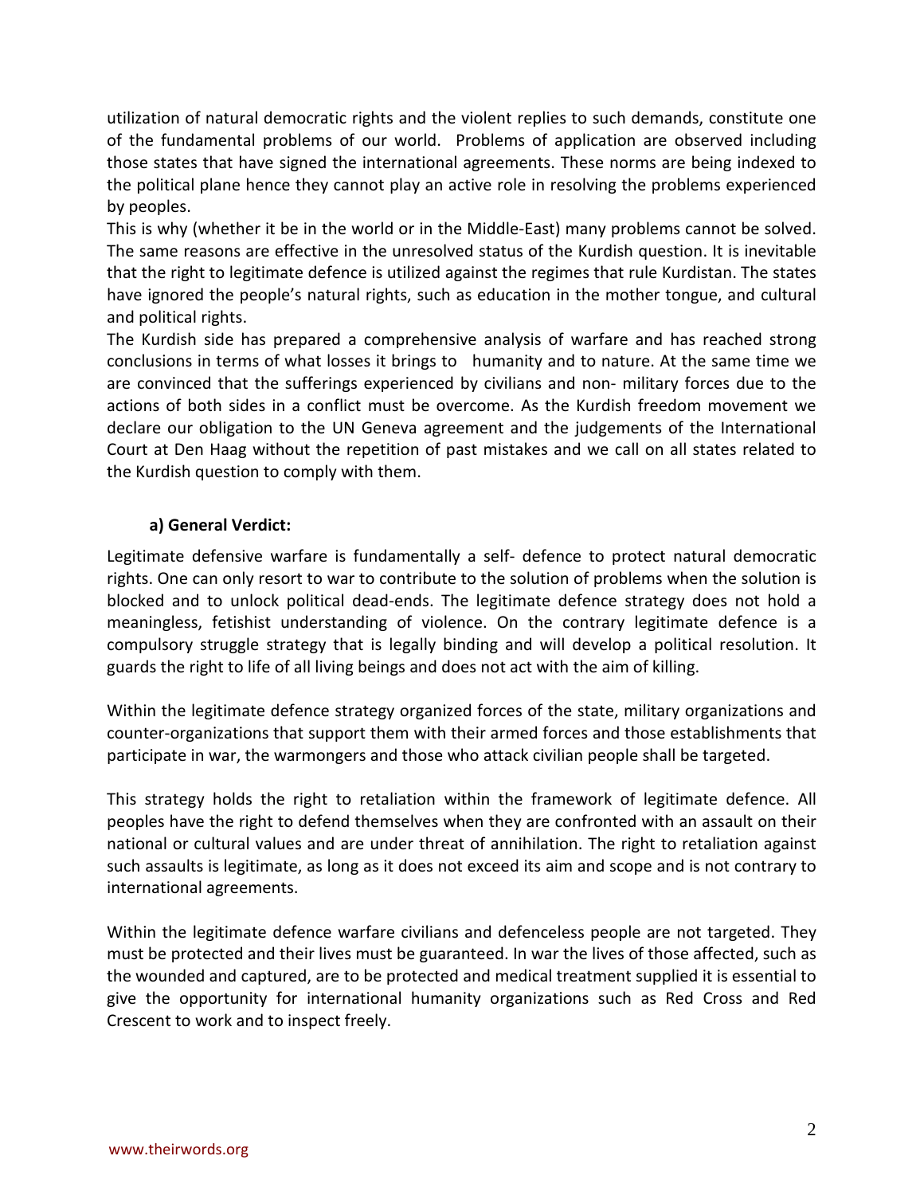utilization of natural democratic rights and the violent replies to such demands, constitute one of the fundamental problems of our world. Problems of application are observed including those states that have signed the international agreements. These norms are being indexed to the political plane hence they cannot play an active role in resolving the problems experienced by peoples.

This is why (whether it be in the world or in the Middle-East) many problems cannot be solved. The same reasons are effective in the unresolved status of the Kurdish question. It is inevitable that the right to legitimate defence is utilized against the regimes that rule Kurdistan. The states have ignored the people's natural rights, such as education in the mother tongue, and cultural and political rights.

The Kurdish side has prepared a comprehensive analysis of warfare and has reached strong conclusions in terms of what losses it brings to humanity and to nature. At the same time we are convinced that the sufferings experienced by civilians and non- military forces due to the actions of both sides in a conflict must be overcome. As the Kurdish freedom movement we declare our obligation to the UN Geneva agreement and the judgements of the International Court at Den Haag without the repetition of past mistakes and we call on all states related to the Kurdish question to comply with them.

**a) General Verdict:**

Legitimate defensive warfare is fundamentally a self- defence to protect natural democratic rights. One can only resort to war to contribute to the solution of problems when the solution is blocked and to unlock political dead-ends. The legitimate defence strategy does not hold a meaningless, fetishist understanding of violence. On the contrary legitimate defence is a compulsory struggle strategy that is legally binding and will develop a political resolution. It guards the right to life of all living beings and does not act with the aim of killing.

Within the legitimate defence strategy organized forces of the state, military organizations and counter-organizations that support them with their armed forces and those establishments that participate in war, the warmongers and those who attack civilian people shall be targeted.

This strategy holds the right to retaliation within the framework of legitimate defence. All peoples have the right to defend themselves when they are confronted with an assault on their national or cultural values and are under threat of annihilation. The right to retaliation against such assaults is legitimate, as long as it does not exceed its aim and scope and is not contrary to international agreements.

Within the legitimate defence warfare civilians and defenceless people are not targeted. They must be protected and their lives must be guaranteed. In war the lives of those affected, such as the wounded and captured, are to be protected and medical treatment supplied it is essential to give the opportunity for international humanity organizations such as Red Cross and Red Crescent to work and to inspect freely.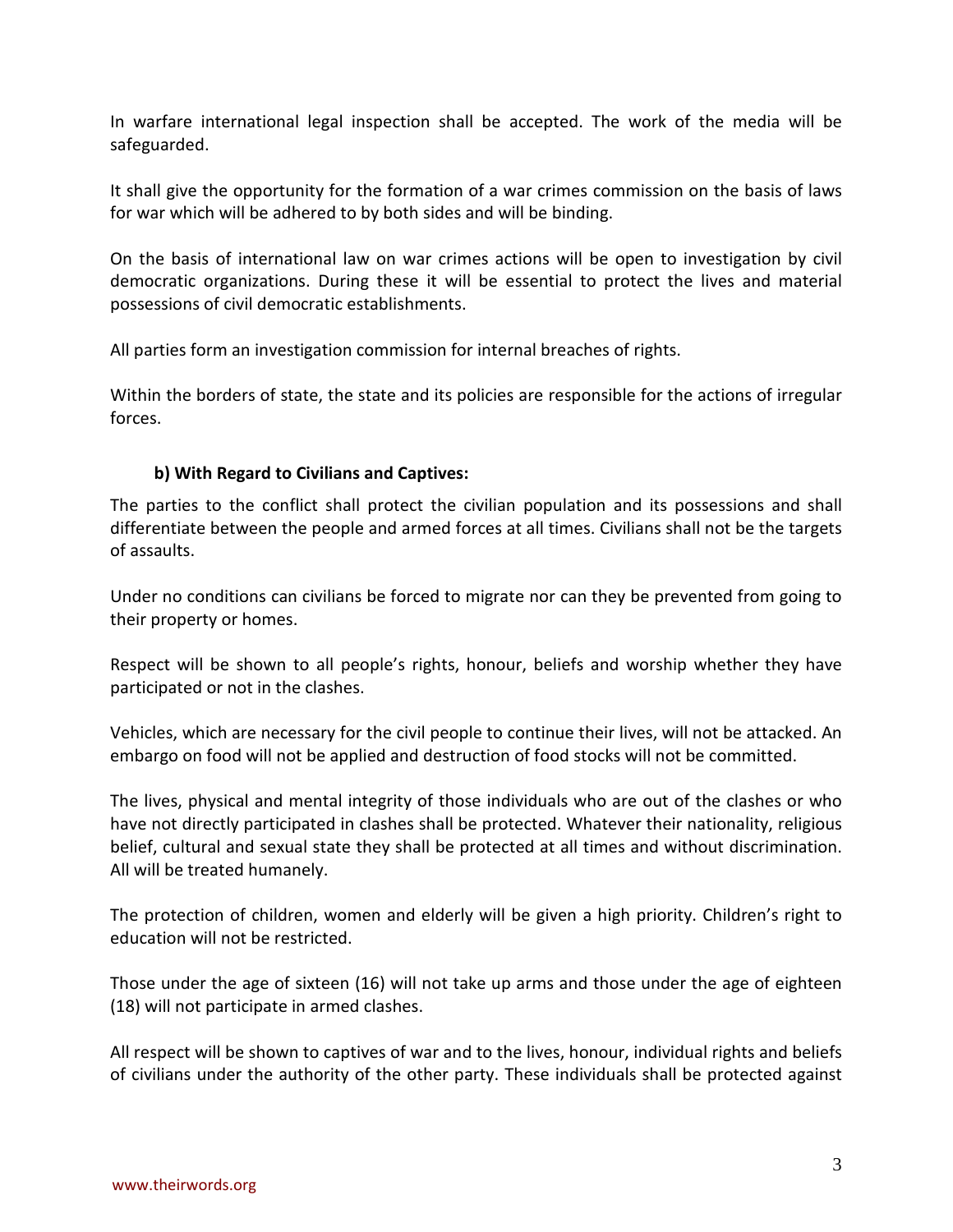In warfare international legal inspection shall be accepted. The work of the media will be safeguarded.

It shall give the opportunity for the formation of a war crimes commission on the basis of laws for war which will be adhered to by both sides and will be binding.

On the basis of international law on war crimes actions will be open to investigation by civil democratic organizations. During these it will be essential to protect the lives and material possessions of civil democratic establishments.

All parties form an investigation commission for internal breaches of rights.

Within the borders of state, the state and its policies are responsible for the actions of irregular forces.

**b) With Regard to Civilians and Captives:**

The parties to the conflict shall protect the civilian population and its possessions and shall differentiate between the people and armed forces at all times. Civilians shall not be the targets of assaults.

Under no conditions can civilians be forced to migrate nor can they be prevented from going to their property or homes.

Respect will be shown to all people's rights, honour, beliefs and worship whether they have participated or not in the clashes.

Vehicles, which are necessary for the civil people to continue their lives, will not be attacked. An embargo on food will not be applied and destruction of food stocks will not be committed.

The lives, physical and mental integrity of those individuals who are out of the clashes or who have not directly participated in clashes shall be protected. Whatever their nationality, religious belief, cultural and sexual state they shall be protected at all times and without discrimination. All will be treated humanely.

The protection of children, women and elderly will be given a high priority. Children's right to education will not be restricted.

Those under the age of sixteen (16) will not take up arms and those under the age of eighteen (18) will not participate in armed clashes.

All respect will be shown to captives of war and to the lives, honour, individual rights and beliefs of civilians under the authority of the other party. These individuals shall be protected against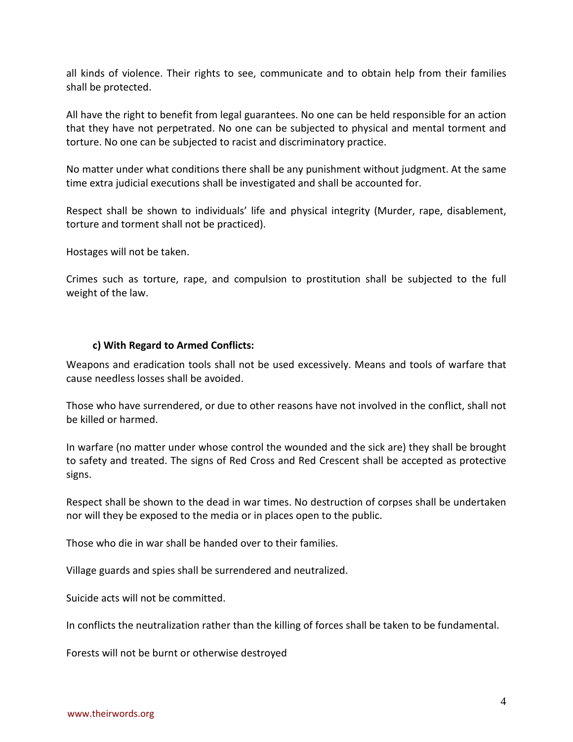all kinds of violence. Their rights to see, communicate and to obtain help from their families shall be protected.

All have the right to benefit from legal guarantees. No one can be held responsible for an action that they have not perpetrated. No one can be subjected to physical and mental torment and torture. No one can be subjected to racist and discriminatory practice.

No matter under what conditions there shall be any punishment without judgment. At the same time extra judicial executions shall be investigated and shall be accounted for.

Respect shall be shown to individuals' life and physical integrity (Murder, rape, disablement, torture and torment shall not be practiced).

Hostages will not be taken.

Crimes such as torture, rape, and compulsion to prostitution shall be subjected to the full weight of the law.

**c) With Regard to Armed Conflicts:**

Weapons and eradication tools shall not be used excessively. Means and tools of warfare that cause needless losses shall be avoided.

Those who have surrendered, or due to other reasons have not involved in the conflict, shall not be killed or harmed.

In warfare (no matter under whose control the wounded and the sick are) they shall be brought to safety and treated. The signs of Red Cross and Red Crescent shall be accepted as protective signs.

Respect shall be shown to the dead in war times. No destruction of corpses shall be undertaken nor will they be exposed to the media or in places open to the public.

Those who die in war shall be handed over to their families.

Village guards and spies shall be surrendered and neutralized.

Suicide acts will not be committed.

In conflicts the neutralization rather than the killing of forces shall be taken to be fundamental.

Forests will not be burnt or otherwise destroyed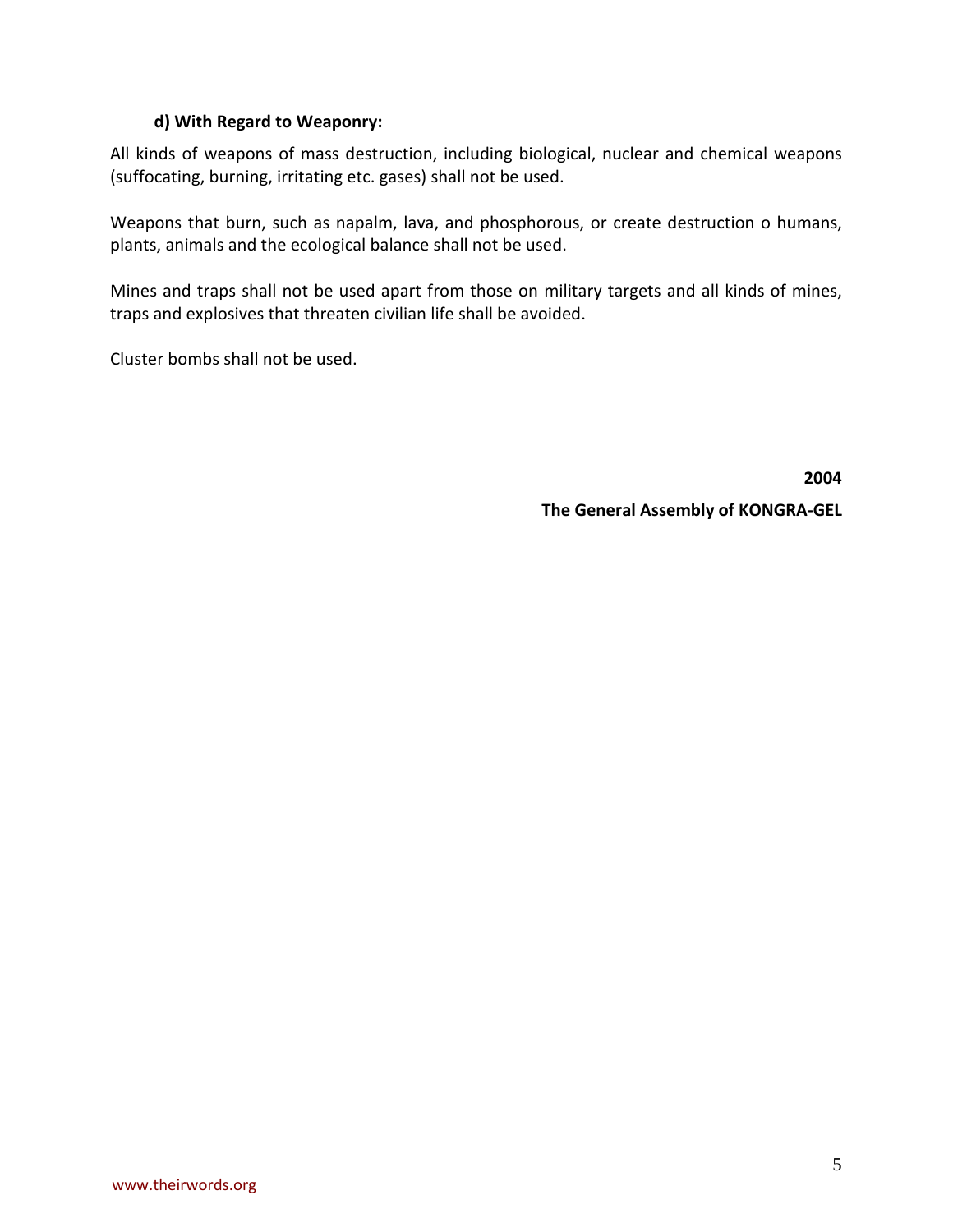### d) With Regard to Weaponry:

All kinds of weapons of mass destruction, including biological, nuclear and chemical weapons (suffocating, burning, irritating etc. gases) shall not be used.

Weapons that burn, such as napalm, lava, and phosphorous, or create destruction o humans, plants, animals and the ecological balance shall not be used.

Mines and traps shall not be used apart from those on military targets and all kinds of mines, traps and explosives that threaten civilian life shall be avoided.

Cluster bombs shall not be used.

**2004**

**The General Assembly of KONGRA-GEL**